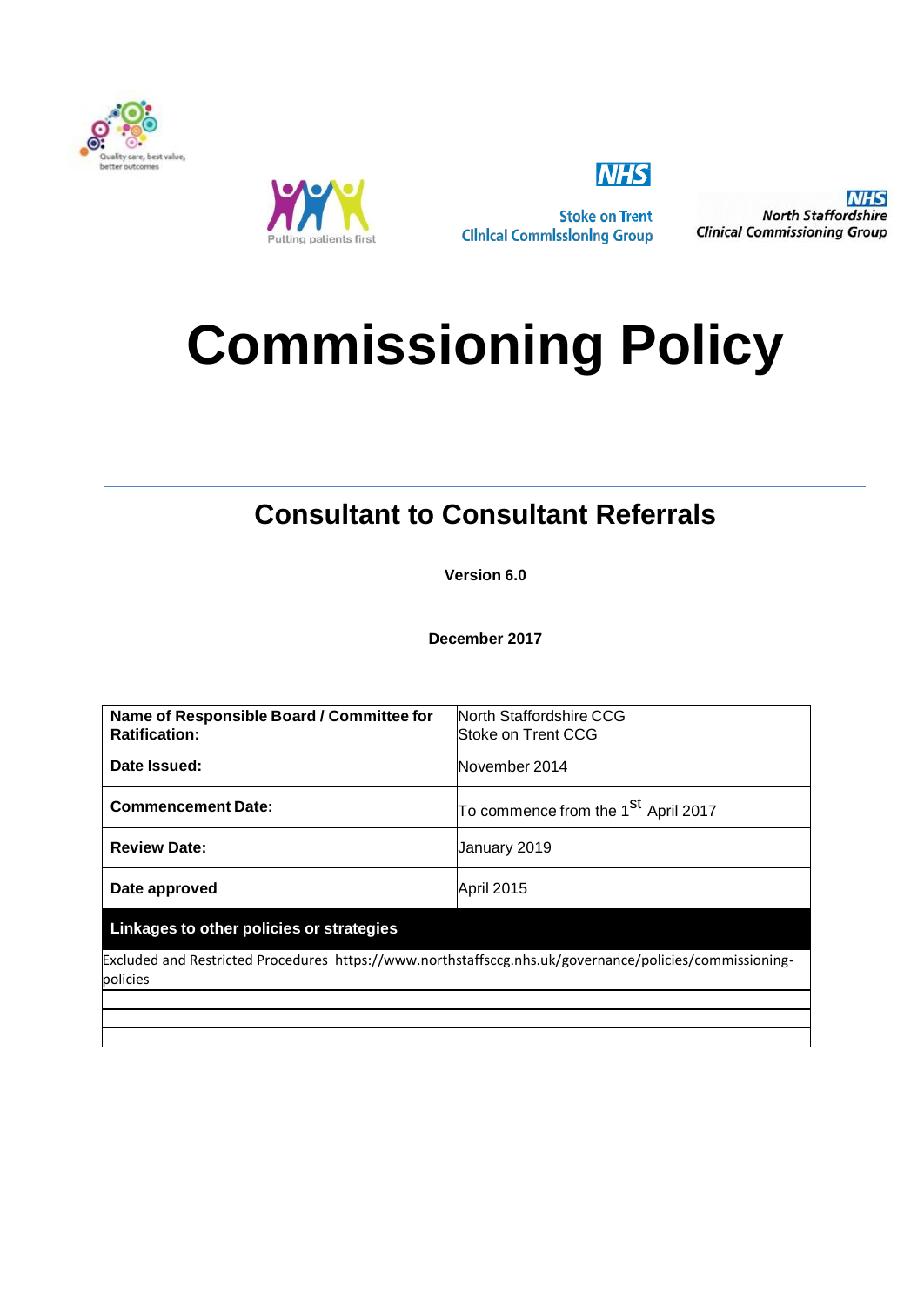Quality care, best value, better outcomes

Putting patients first

NHS Stoke on Trent Clinical Commissioning Group

NHS North Staffordshire Clinical Commissioning Group

# Commissioning Policy

## Consultant to Consultant Referrals

**Version 6.0**

**December 2017**

| **Name of Responsible Board / Committee for Ratification:** | North Staffordshire CCG<br>Stoke on Trent CCG |
|---|---|
| **Date Issued:** | November 2014 |
| **Commencement Date:** | To commence from the 1st April 2017 |
| **Review Date:** | January 2019 |
| **Date approved** | April 2015 |

| **Linkages to other policies or strategies** |
|---|
| Excluded and Restricted Procedures https://www.northstaffsccg.nhs.uk/governance/policies/commissioning-policies |
| |
| |
| |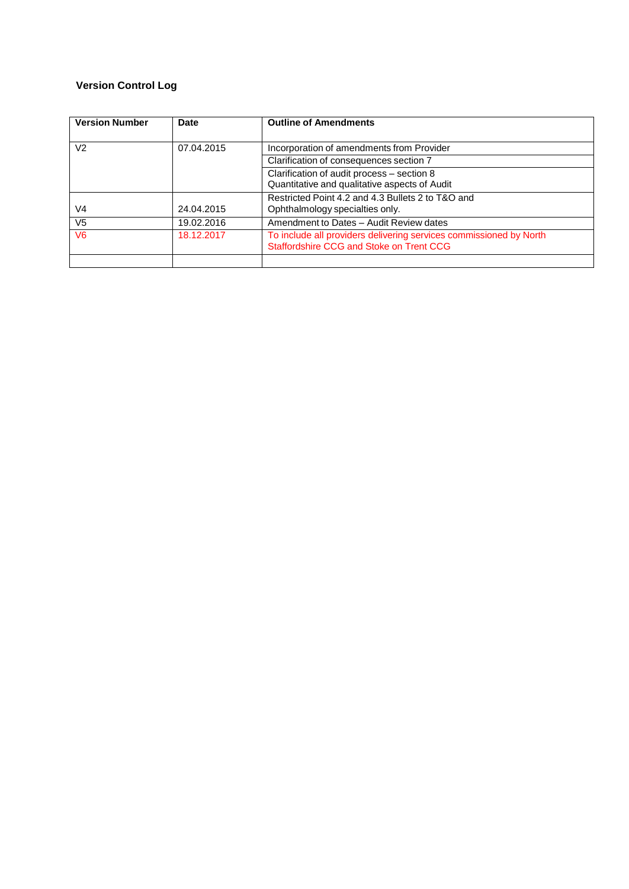**Version Control Log**

| Version Number | Date | Outline of Amendments |
|---|---|---|
| V2 | 07.04.2015 | Incorporation of amendments from Provider |
| | | Clarification of consequences section 7 |
| | | Clarification of audit process – section 8 Quantitative and qualitative aspects of Audit |
| V4 | 24.04.2015 | Restricted Point 4.2 and 4.3 Bullets 2 to T&O and Ophthalmology specialties only. |
| V5 | 19.02.2016 | Amendment to Dates – Audit Review dates |
| V6 | 18.12.2017 | To include all providers delivering services commissioned by North Staffordshire CCG and Stoke on Trent CCG |
| | | |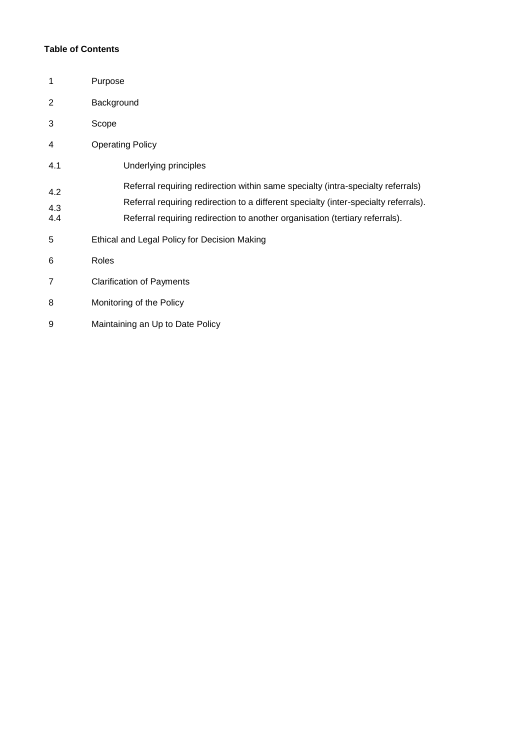**Table of Contents**

| | |
|---|---|
| 1 | Purpose |
| 2 | Background |
| 3 | Scope |
| 4 | Operating Policy |
| 4.1 | Underlying principles |
| 4.2 | Referral requiring redirection within same specialty (intra-specialty referrals) |
| 4.3 | Referral requiring redirection to a different specialty (inter-specialty referrals). |
| 4.4 | Referral requiring redirection to another organisation (tertiary referrals). |
| 5 | Ethical and Legal Policy for Decision Making |
| 6 | Roles |
| 7 | Clarification of Payments |
| 8 | Monitoring of the Policy |
| 9 | Maintaining an Up to Date Policy |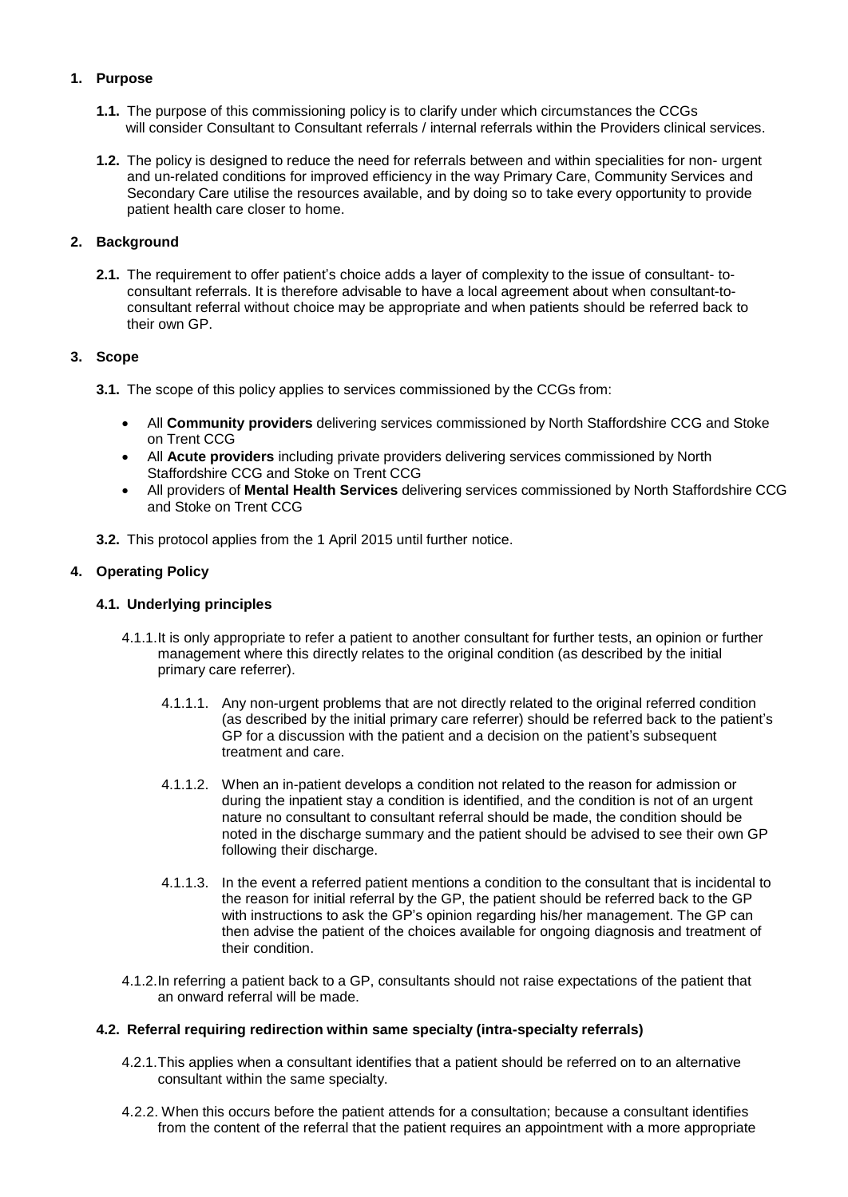## 1. Purpose

**1.1.** The purpose of this commissioning policy is to clarify under which circumstances the CCGs will consider Consultant to Consultant referrals / internal referrals within the Providers clinical services.

**1.2.** The policy is designed to reduce the need for referrals between and within specialities for non- urgent and un-related conditions for improved efficiency in the way Primary Care, Community Services and Secondary Care utilise the resources available, and by doing so to take every opportunity to provide patient health care closer to home.

## 2. Background

**2.1.** The requirement to offer patient's choice adds a layer of complexity to the issue of consultant- to-consultant referrals. It is therefore advisable to have a local agreement about when consultant-to-consultant referral without choice may be appropriate and when patients should be referred back to their own GP.

## 3. Scope

**3.1.** The scope of this policy applies to services commissioned by the CCGs from:

- All **Community providers** delivering services commissioned by North Staffordshire CCG and Stoke on Trent CCG
- All **Acute providers** including private providers delivering services commissioned by North Staffordshire CCG and Stoke on Trent CCG
- All providers of **Mental Health Services** delivering services commissioned by North Staffordshire CCG and Stoke on Trent CCG

**3.2.** This protocol applies from the 1 April 2015 until further notice.

## 4. Operating Policy

### 4.1. Underlying principles

4.1.1. It is only appropriate to refer a patient to another consultant for further tests, an opinion or further management where this directly relates to the original condition (as described by the initial primary care referrer).

4.1.1.1. Any non-urgent problems that are not directly related to the original referred condition (as described by the initial primary care referrer) should be referred back to the patient's GP for a discussion with the patient and a decision on the patient's subsequent treatment and care.

4.1.1.2. When an in-patient develops a condition not related to the reason for admission or during the inpatient stay a condition is identified, and the condition is not of an urgent nature no consultant to consultant referral should be made, the condition should be noted in the discharge summary and the patient should be advised to see their own GP following their discharge.

4.1.1.3. In the event a referred patient mentions a condition to the consultant that is incidental to the reason for initial referral by the GP, the patient should be referred back to the GP with instructions to ask the GP's opinion regarding his/her management. The GP can then advise the patient of the choices available for ongoing diagnosis and treatment of their condition.

4.1.2. In referring a patient back to a GP, consultants should not raise expectations of the patient that an onward referral will be made.

### 4.2. Referral requiring redirection within same specialty (intra-specialty referrals)

4.2.1. This applies when a consultant identifies that a patient should be referred on to an alternative consultant within the same specialty.

4.2.2. When this occurs before the patient attends for a consultation; because a consultant identifies from the content of the referral that the patient requires an appointment with a more appropriate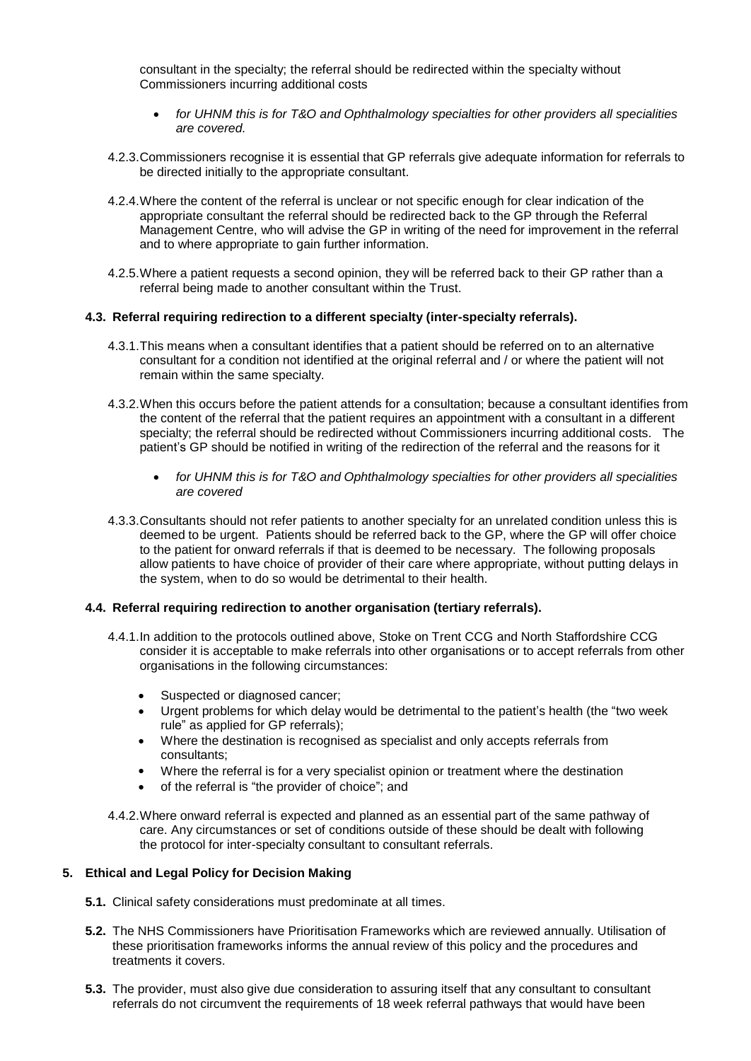consultant in the specialty; the referral should be redirected within the specialty without Commissioners incurring additional costs

- *for UHNM this is for T&O and Ophthalmology specialties for other providers all specialities are covered.*

4.2.3. Commissioners recognise it is essential that GP referrals give adequate information for referrals to be directed initially to the appropriate consultant.

4.2.4. Where the content of the referral is unclear or not specific enough for clear indication of the appropriate consultant the referral should be redirected back to the GP through the Referral Management Centre, who will advise the GP in writing of the need for improvement in the referral and to where appropriate to gain further information.

4.2.5. Where a patient requests a second opinion, they will be referred back to their GP rather than a referral being made to another consultant within the Trust.

### 4.3. Referral requiring redirection to a different specialty (inter-specialty referrals).

4.3.1. This means when a consultant identifies that a patient should be referred on to an alternative consultant for a condition not identified at the original referral and / or where the patient will not remain within the same specialty.

4.3.2. When this occurs before the patient attends for a consultation; because a consultant identifies from the content of the referral that the patient requires an appointment with a consultant in a different specialty; the referral should be redirected without Commissioners incurring additional costs. The patient's GP should be notified in writing of the redirection of the referral and the reasons for it

- *for UHNM this is for T&O and Ophthalmology specialties for other providers all specialities are covered*

4.3.3. Consultants should not refer patients to another specialty for an unrelated condition unless this is deemed to be urgent. Patients should be referred back to the GP, where the GP will offer choice to the patient for onward referrals if that is deemed to be necessary. The following proposals allow patients to have choice of provider of their care where appropriate, without putting delays in the system, when to do so would be detrimental to their health.

### 4.4. Referral requiring redirection to another organisation (tertiary referrals).

4.4.1. In addition to the protocols outlined above, Stoke on Trent CCG and North Staffordshire CCG consider it is acceptable to make referrals into other organisations or to accept referrals from other organisations in the following circumstances:

- Suspected or diagnosed cancer;
- Urgent problems for which delay would be detrimental to the patient's health (the "two week rule" as applied for GP referrals);
- Where the destination is recognised as specialist and only accepts referrals from consultants;
- Where the referral is for a very specialist opinion or treatment where the destination
- of the referral is "the provider of choice"; and

4.4.2. Where onward referral is expected and planned as an essential part of the same pathway of care. Any circumstances or set of conditions outside of these should be dealt with following the protocol for inter-specialty consultant to consultant referrals.

## 5. Ethical and Legal Policy for Decision Making

**5.1.** Clinical safety considerations must predominate at all times.

**5.2.** The NHS Commissioners have Prioritisation Frameworks which are reviewed annually. Utilisation of these prioritisation frameworks informs the annual review of this policy and the procedures and treatments it covers.

**5.3.** The provider, must also give due consideration to assuring itself that any consultant to consultant referrals do not circumvent the requirements of 18 week referral pathways that would have been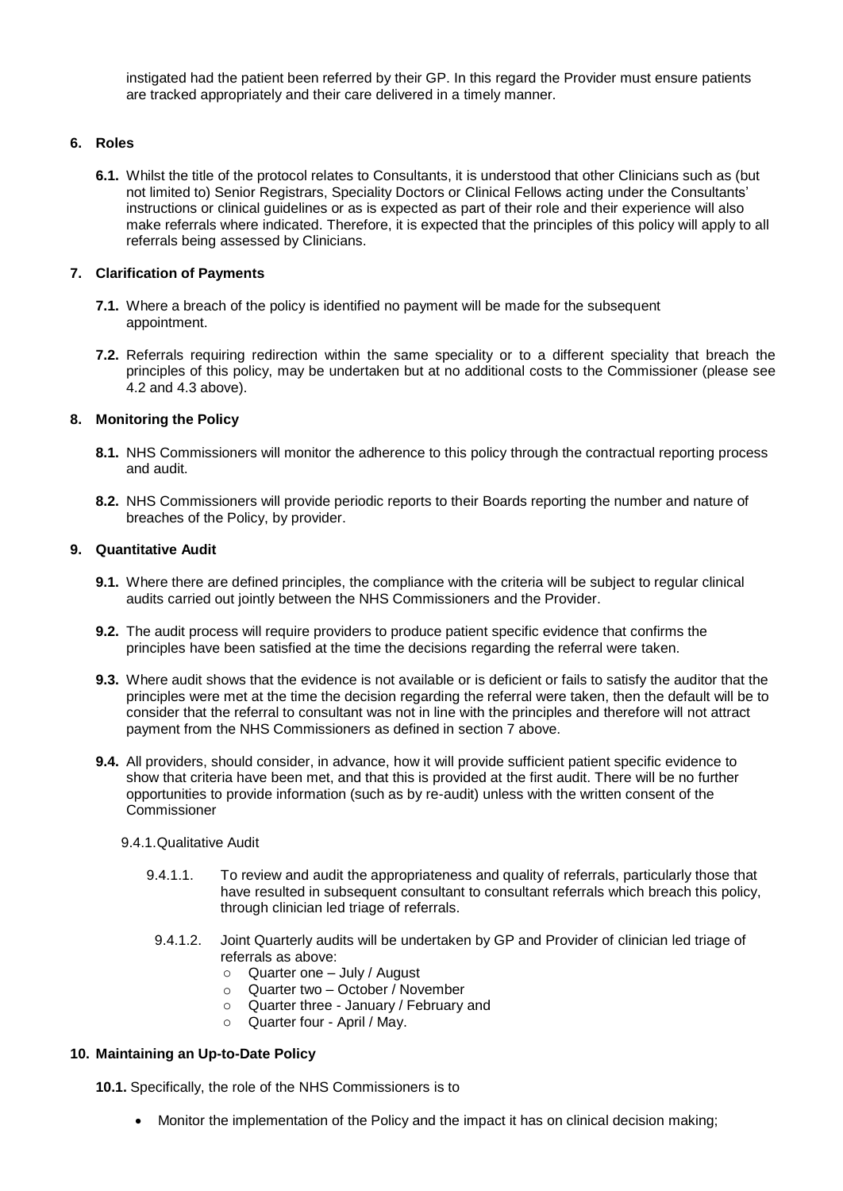instigated had the patient been referred by their GP. In this regard the Provider must ensure patients are tracked appropriately and their care delivered in a timely manner.

## 6. Roles

**6.1.** Whilst the title of the protocol relates to Consultants, it is understood that other Clinicians such as (but not limited to) Senior Registrars, Speciality Doctors or Clinical Fellows acting under the Consultants' instructions or clinical guidelines or as is expected as part of their role and their experience will also make referrals where indicated. Therefore, it is expected that the principles of this policy will apply to all referrals being assessed by Clinicians.

## 7. Clarification of Payments

**7.1.** Where a breach of the policy is identified no payment will be made for the subsequent appointment.

**7.2.** Referrals requiring redirection within the same speciality or to a different speciality that breach the principles of this policy, may be undertaken but at no additional costs to the Commissioner (please see 4.2 and 4.3 above).

## 8. Monitoring the Policy

**8.1.** NHS Commissioners will monitor the adherence to this policy through the contractual reporting process and audit.

**8.2.** NHS Commissioners will provide periodic reports to their Boards reporting the number and nature of breaches of the Policy, by provider.

## 9. Quantitative Audit

**9.1.** Where there are defined principles, the compliance with the criteria will be subject to regular clinical audits carried out jointly between the NHS Commissioners and the Provider.

**9.2.** The audit process will require providers to produce patient specific evidence that confirms the principles have been satisfied at the time the decisions regarding the referral were taken.

**9.3.** Where audit shows that the evidence is not available or is deficient or fails to satisfy the auditor that the principles were met at the time the decision regarding the referral were taken, then the default will be to consider that the referral to consultant was not in line with the principles and therefore will not attract payment from the NHS Commissioners as defined in section 7 above.

**9.4.** All providers, should consider, in advance, how it will provide sufficient patient specific evidence to show that criteria have been met, and that this is provided at the first audit. There will be no further opportunities to provide information (such as by re-audit) unless with the written consent of the Commissioner

9.4.1. Qualitative Audit

9.4.1.1. To review and audit the appropriateness and quality of referrals, particularly those that have resulted in subsequent consultant to consultant referrals which breach this policy, through clinician led triage of referrals.

9.4.1.2. Joint Quarterly audits will be undertaken by GP and Provider of clinician led triage of referrals as above:

- Quarter one – July / August
- Quarter two – October / November
- Quarter three - January / February and
- Quarter four - April / May.

## 10. Maintaining an Up-to-Date Policy

**10.1.** Specifically, the role of the NHS Commissioners is to

- Monitor the implementation of the Policy and the impact it has on clinical decision making;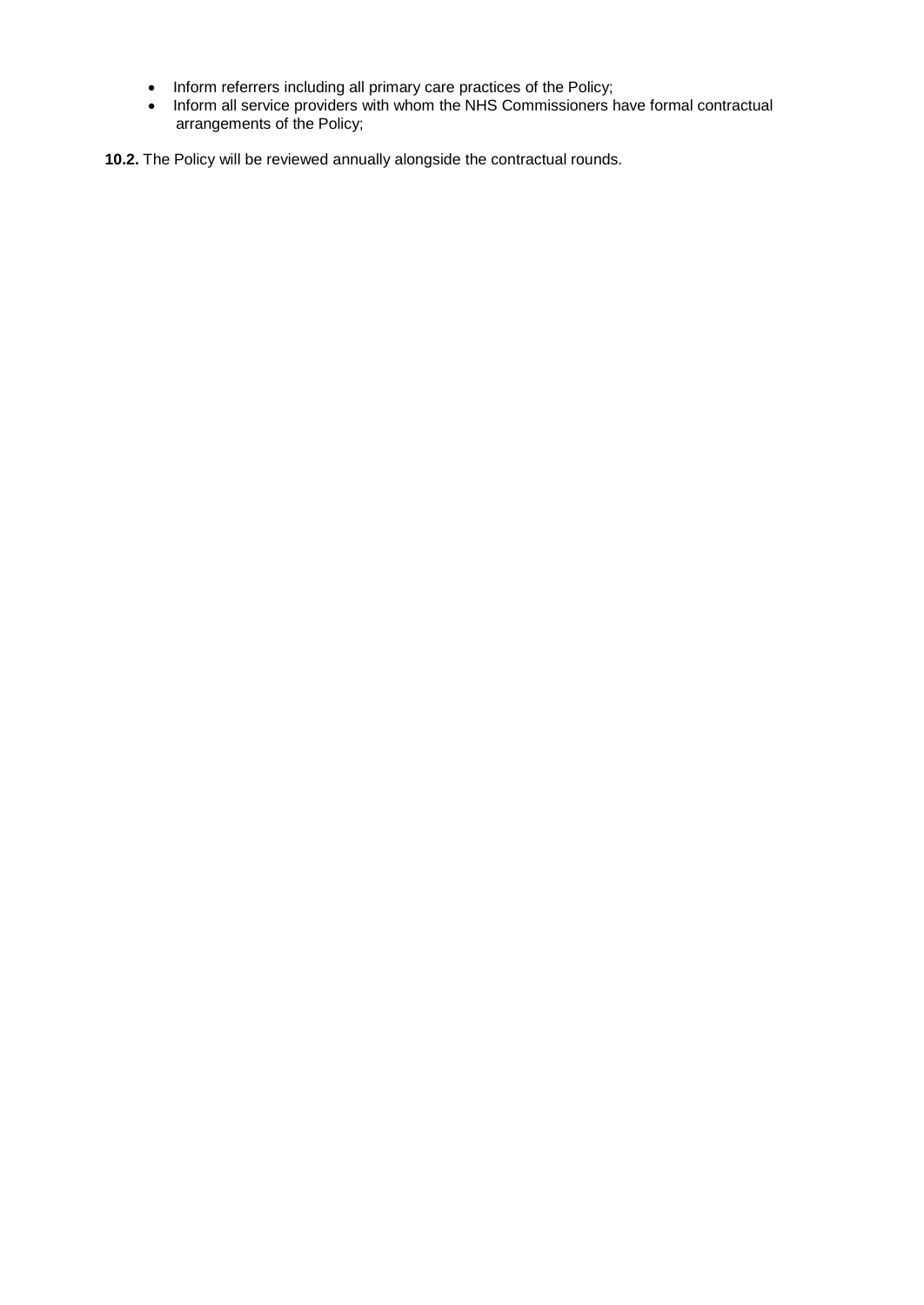- Inform referrers including all primary care practices of the Policy;
- Inform all service providers with whom the NHS Commissioners have formal contractual arrangements of the Policy;

**10.2.** The Policy will be reviewed annually alongside the contractual rounds.